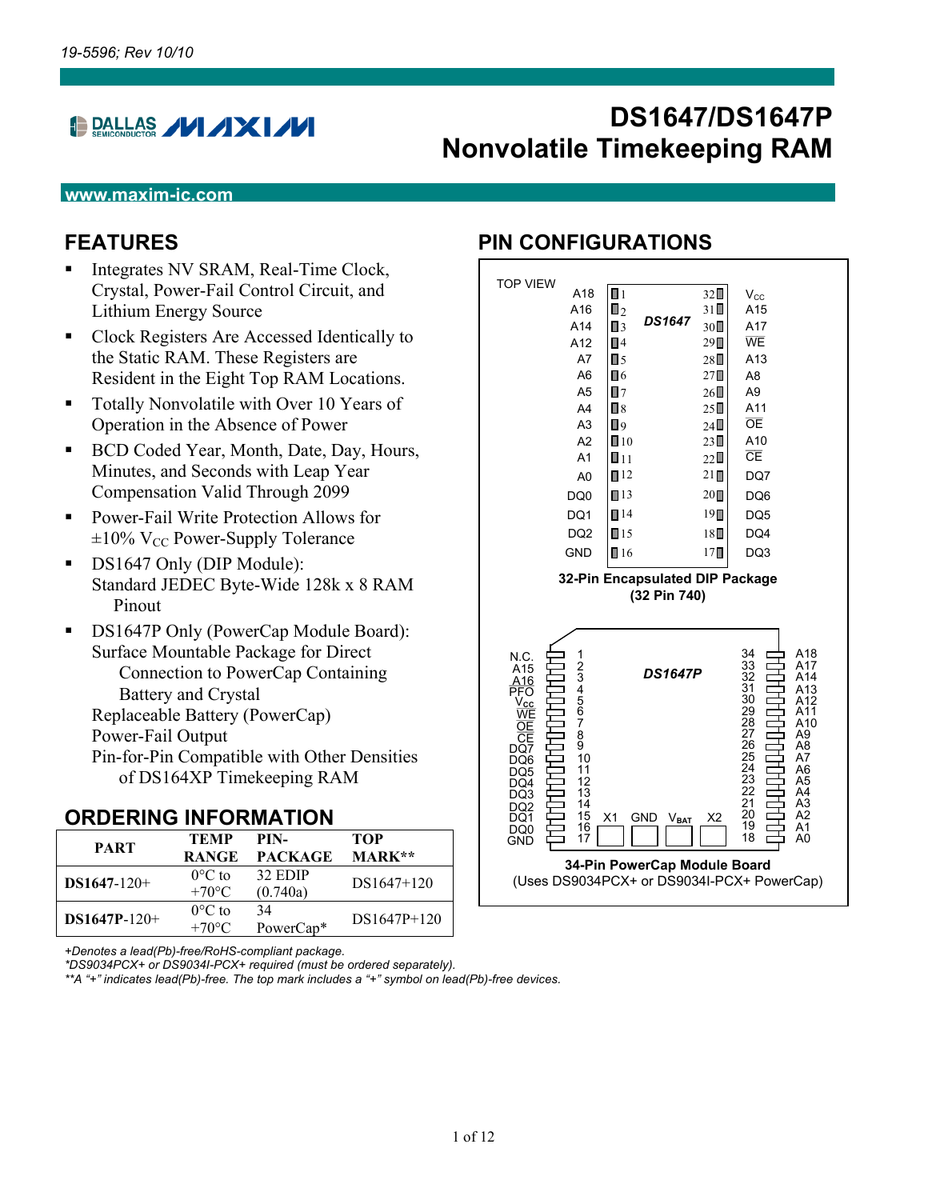19-5596; Rev 10/10

# DS1647/DS1647P Nonvolatile Timekeeping RAM

www.maxim-ic.com

## FEATURES

- Integrates NV SRAM, Real-Time Clock, Crystal, Power-Fail Control Circuit, and Lithium Energy Source
- Clock Registers Are Accessed Identically to the Static RAM. These Registers are Resident in the Eight Top RAM Locations.
- Totally Nonvolatile with Over 10 Years of Operation in the Absence of Power
- BCD Coded Year, Month, Date, Day, Hours, Minutes, and Seconds with Leap Year Compensation Valid Through 2099
- Power-Fail Write Protection Allows for ±10% $V_{CC}$ Power-Supply Tolerance
- DS1647 Only (DIP Module):
  Standard JEDEC Byte-Wide 128k x 8 RAM Pinout
- DS1647P Only (PowerCap Module Board):
  Surface Mountable Package for Direct Connection to PowerCap Containing Battery and Crystal
  Replaceable Battery (PowerCap)
  Power-Fail Output
  Pin-for-Pin Compatible with Other Densities of DS164XP Timekeeping RAM

## PIN CONFIGURATIONS

TOP VIEW

**DS1647**

| Pin Name | Pin | Pin | Pin Name |
|---|---|---|---|
| A18 | 1 | 32 | $V_{CC}$ |
| A16 | 2 | 31 | A15 |
| A14 | 3 | 30 | A17 |
| A12 | 4 | 29 | $\overline{WE}$ |
| A7 | 5 | 28 | A13 |
| A6 | 6 | 27 | A8 |
| A5 | 7 | 26 | A9 |
| A4 | 8 | 25 | A11 |
| A3 | 9 | 24 | $\overline{OE}$ |
| A2 | 10 | 23 | A10 |
| A1 | 11 | 22 | $\overline{CE}$ |
| A0 | 12 | 21 | DQ7 |
| DQ0 | 13 | 20 | DQ6 |
| DQ1 | 14 | 19 | DQ5 |
| DQ2 | 15 | 18 | DQ4 |
| GND | 16 | 17 | DQ3 |

**32-Pin Encapsulated DIP Package (32 Pin 740)**

**DS1647P**

| Pin Name | Pin | Pin | Pin Name |
|---|---|---|---|
| N.C. | 1 | 34 | A18 |
| A15 | 2 | 33 | A17 |
| A16 | 3 | 32 | A14 |
| $\overline{PFO}$ | 4 | 31 | A13 |
| $V_{CC}$ | 5 | 30 | A12 |
| $\overline{WE}$ | 6 | 29 | A11 |
| $\overline{OE}$ | 7 | 28 | A10 |
| $\overline{CE}$ | 8 | 27 | A9 |
| DQ7 | 9 | 26 | A8 |
| DQ6 | 10 | 25 | A7 |
| DQ5 | 11 | 24 | A6 |
| DQ4 | 12 | 23 | A5 |
| DQ3 | 13 | 22 | A4 |
| DQ2 | 14 | 21 | A3 |
| DQ1 | 15 | 20 | A2 |
| DQ0 | 16 | 19 | A1 |
| GND | 17 | 18 | A0 |

X1, GND, $V_{BAT}$, X2

**34-Pin PowerCap Module Board**
(Uses DS9034PCX+ or DS9034I-PCX+ PowerCap)

## ORDERING INFORMATION

| PART | TEMP RANGE | PIN-PACKAGE | TOP MARK** |
|---|---|---|---|
| **DS1647**-120+ | 0°C to +70°C | 32 EDIP (0.740a) | DS1647+120 |
| **DS1647P**-120+ | 0°C to +70°C | 34 PowerCap* | DS1647P+120 |

*+Denotes a lead(Pb)-free/RoHS-compliant package.*
*\*DS9034PCX+ or DS9034I-PCX+ required (must be ordered separately).*
*\*\*A "+" indicates lead(Pb)-free. The top mark includes a "+" symbol on lead(Pb)-free devices.*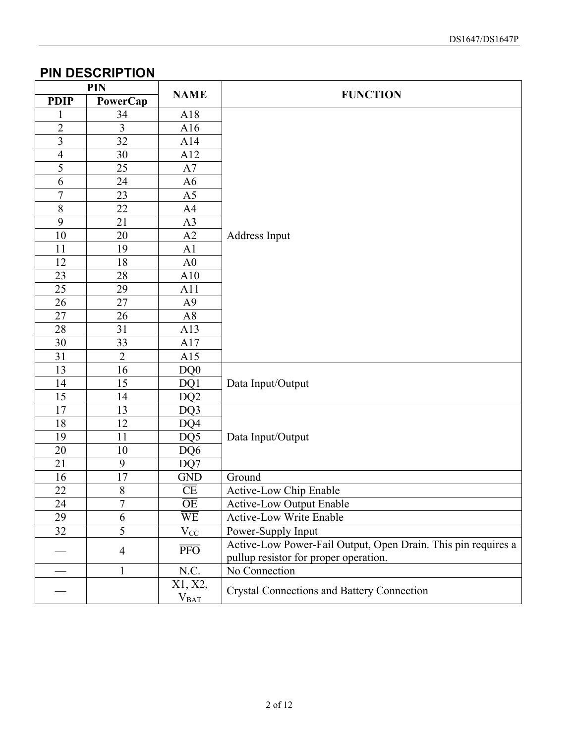## PIN DESCRIPTION

| PIN | | NAME | FUNCTION |
|---|---|---|---|
| PDIP | PowerCap | | |
| 1 | 34 | A18 | Address Input |
| 2 | 3 | A16 | |
| 3 | 32 | A14 | |
| 4 | 30 | A12 | |
| 5 | 25 | A7 | |
| 6 | 24 | A6 | |
| 7 | 23 | A5 | |
| 8 | 22 | A4 | |
| 9 | 21 | A3 | |
| 10 | 20 | A2 | |
| 11 | 19 | A1 | |
| 12 | 18 | A0 | |
| 23 | 28 | A10 | |
| 25 | 29 | A11 | |
| 26 | 27 | A9 | |
| 27 | 26 | A8 | |
| 28 | 31 | A13 | |
| 30 | 33 | A17 | |
| 31 | 2 | A15 | |
| 13 | 16 | DQ0 | Data Input/Output |
| 14 | 15 | DQ1 | |
| 15 | 14 | DQ2 | |
| 17 | 13 | DQ3 | Data Input/Output |
| 18 | 12 | DQ4 | |
| 19 | 11 | DQ5 | |
| 20 | 10 | DQ6 | |
| 21 | 9 | DQ7 | |
| 16 | 17 | GND | Ground |
| 22 | 8 | $\overline{CE}$ | Active-Low Chip Enable |
| 24 | 7 | $\overline{OE}$ | Active-Low Output Enable |
| 29 | 6 | $\overline{WE}$ | Active-Low Write Enable |
| 32 | 5 | $V_{CC}$ | Power-Supply Input |
| — | 4 | $\overline{PFO}$ | Active-Low Power-Fail Output, Open Drain. This pin requires a pullup resistor for proper operation. |
| — | 1 | N.C. | No Connection |
| — | | X1, X2, $V_{BAT}$ | Crystal Connections and Battery Connection |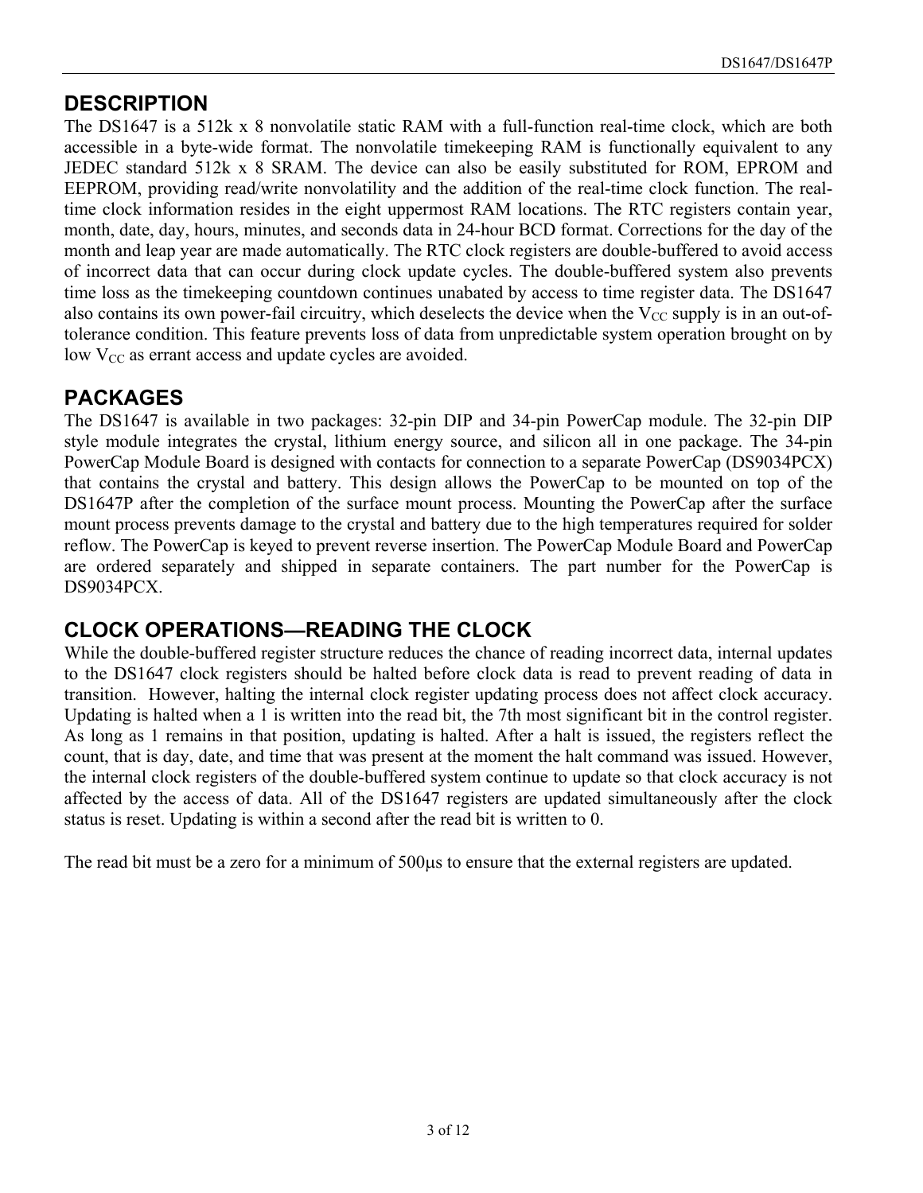## DESCRIPTION

The DS1647 is a 512k x 8 nonvolatile static RAM with a full-function real-time clock, which are both accessible in a byte-wide format. The nonvolatile timekeeping RAM is functionally equivalent to any JEDEC standard 512k x 8 SRAM. The device can also be easily substituted for ROM, EPROM and EEPROM, providing read/write nonvolatility and the addition of the real-time clock function. The real-time clock information resides in the eight uppermost RAM locations. The RTC registers contain year, month, date, day, hours, minutes, and seconds data in 24-hour BCD format. Corrections for the day of the month and leap year are made automatically. The RTC clock registers are double-buffered to avoid access of incorrect data that can occur during clock update cycles. The double-buffered system also prevents time loss as the timekeeping countdown continues unabated by access to time register data. The DS1647 also contains its own power-fail circuitry, which deselects the device when the $V_{CC}$ supply is in an out-of-tolerance condition. This feature prevents loss of data from unpredictable system operation brought on by low $V_{CC}$ as errant access and update cycles are avoided.

## PACKAGES

The DS1647 is available in two packages: 32-pin DIP and 34-pin PowerCap module. The 32-pin DIP style module integrates the crystal, lithium energy source, and silicon all in one package. The 34-pin PowerCap Module Board is designed with contacts for connection to a separate PowerCap (DS9034PCX) that contains the crystal and battery. This design allows the PowerCap to be mounted on top of the DS1647P after the completion of the surface mount process. Mounting the PowerCap after the surface mount process prevents damage to the crystal and battery due to the high temperatures required for solder reflow. The PowerCap is keyed to prevent reverse insertion. The PowerCap Module Board and PowerCap are ordered separately and shipped in separate containers. The part number for the PowerCap is DS9034PCX.

## CLOCK OPERATIONS—READING THE CLOCK

While the double-buffered register structure reduces the chance of reading incorrect data, internal updates to the DS1647 clock registers should be halted before clock data is read to prevent reading of data in transition. However, halting the internal clock register updating process does not affect clock accuracy. Updating is halted when a 1 is written into the read bit, the 7th most significant bit in the control register. As long as 1 remains in that position, updating is halted. After a halt is issued, the registers reflect the count, that is day, date, and time that was present at the moment the halt command was issued. However, the internal clock registers of the double-buffered system continue to update so that clock accuracy is not affected by the access of data. All of the DS1647 registers are updated simultaneously after the clock status is reset. Updating is within a second after the read bit is written to 0.

The read bit must be a zero for a minimum of 500µs to ensure that the external registers are updated.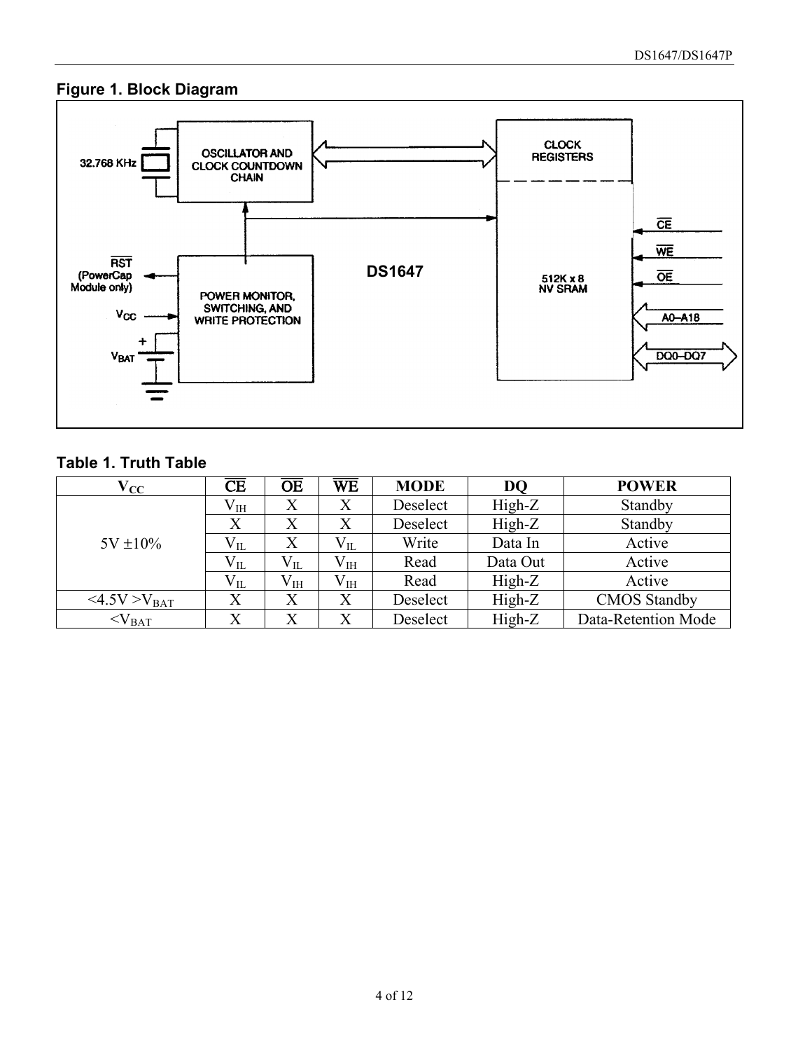## Figure 1. Block Diagram

## Table 1. Truth Table

| $V_{CC}$ | $\overline{CE}$ | $\overline{OE}$ | $\overline{WE}$ | MODE | DQ | POWER |
|---|---|---|---|---|---|---|
| 5V ±10% | $V_{IH}$ | X | X | Deselect | High-Z | Standby |
| | X | X | X | Deselect | High-Z | Standby |
| | $V_{IL}$ | X | $V_{IL}$ | Write | Data In | Active |
| | $V_{IL}$ | $V_{IL}$ | $V_{IH}$ | Read | Data Out | Active |
| | $V_{IL}$ | $V_{IH}$ | $V_{IH}$ | Read | High-Z | Active |
| <4.5V >$V_{BAT}$ | X | X | X | Deselect | High-Z | CMOS Standby |
| <$V_{BAT}$ | X | X | X | Deselect | High-Z | Data-Retention Mode |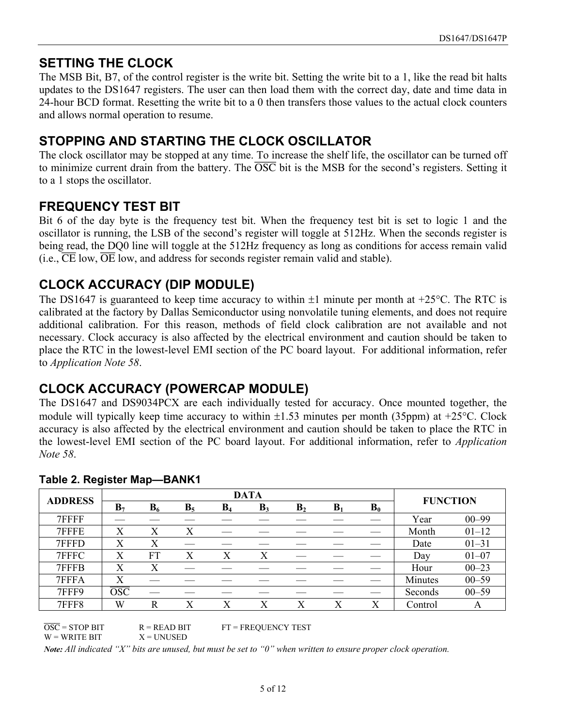## SETTING THE CLOCK

The MSB Bit, B7, of the control register is the write bit. Setting the write bit to a 1, like the read bit halts updates to the DS1647 registers. The user can then load them with the correct day, date and time data in 24-hour BCD format. Resetting the write bit to a 0 then transfers those values to the actual clock counters and allows normal operation to resume.

## STOPPING AND STARTING THE CLOCK OSCILLATOR

The clock oscillator may be stopped at any time. To increase the shelf life, the oscillator can be turned off to minimize current drain from the battery. The $\overline{\text{OSC}}$ bit is the MSB for the second's registers. Setting it to a 1 stops the oscillator.

## FREQUENCY TEST BIT

Bit 6 of the day byte is the frequency test bit. When the frequency test bit is set to logic 1 and the oscillator is running, the LSB of the second's register will toggle at 512Hz. When the seconds register is being read, the DQ0 line will toggle at the 512Hz frequency as long as conditions for access remain valid (i.e., $\overline{\text{CE}}$ low, $\overline{\text{OE}}$ low, and address for seconds register remain valid and stable).

## CLOCK ACCURACY (DIP MODULE)

The DS1647 is guaranteed to keep time accuracy to within ±1 minute per month at +25°C. The RTC is calibrated at the factory by Dallas Semiconductor using nonvolatile tuning elements, and does not require additional calibration. For this reason, methods of field clock calibration are not available and not necessary. Clock accuracy is also affected by the electrical environment and caution should be taken to place the RTC in the lowest-level EMI section of the PC board layout. For additional information, refer to *Application Note 58*.

## CLOCK ACCURACY (POWERCAP MODULE)

The DS1647 and DS9034PCX are each individually tested for accuracy. Once mounted together, the module will typically keep time accuracy to within ±1.53 minutes per month (35ppm) at +25°C. Clock accuracy is also affected by the electrical environment and caution should be taken to place the RTC in the lowest-level EMI section of the PC board layout. For additional information, refer to *Application Note 58*.

**Table 2. Register Map—BANK1**

| ADDRESS | DATA | | | | | | | | FUNCTION | |
|---|---|---|---|---|---|---|---|---|---|---|
| | $B_7$ | $B_6$ | $B_5$ | $B_4$ | $B_3$ | $B_2$ | $B_1$ | $B_0$ | | |
| 7FFFF | — | — | — | — | — | — | — | — | Year | 00–99 |
| 7FFFE | X | X | X | — | — | — | — | — | Month | 01–12 |
| 7FFFD | X | X | — | — | — | — | — | — | Date | 01–31 |
| 7FFFC | X | FT | X | X | X | — | — | — | Day | 01–07 |
| 7FFFB | X | X | — | — | — | — | — | — | Hour | 00–23 |
| 7FFFA | X | — | — | — | — | — | — | — | Minutes | 00–59 |
| 7FFF9 | $\overline{\text{OSC}}$ | — | — | — | — | — | — | — | Seconds | 00–59 |
| 7FFF8 | W | R | X | X | X | X | X | X | Control | A |

$\overline{\text{OSC}}$ = STOP BIT R = READ BIT FT = FREQUENCY TEST
W = WRITE BIT X = UNUSED

***Note:** All indicated "X" bits are unused, but must be set to "0" when written to ensure proper clock operation.*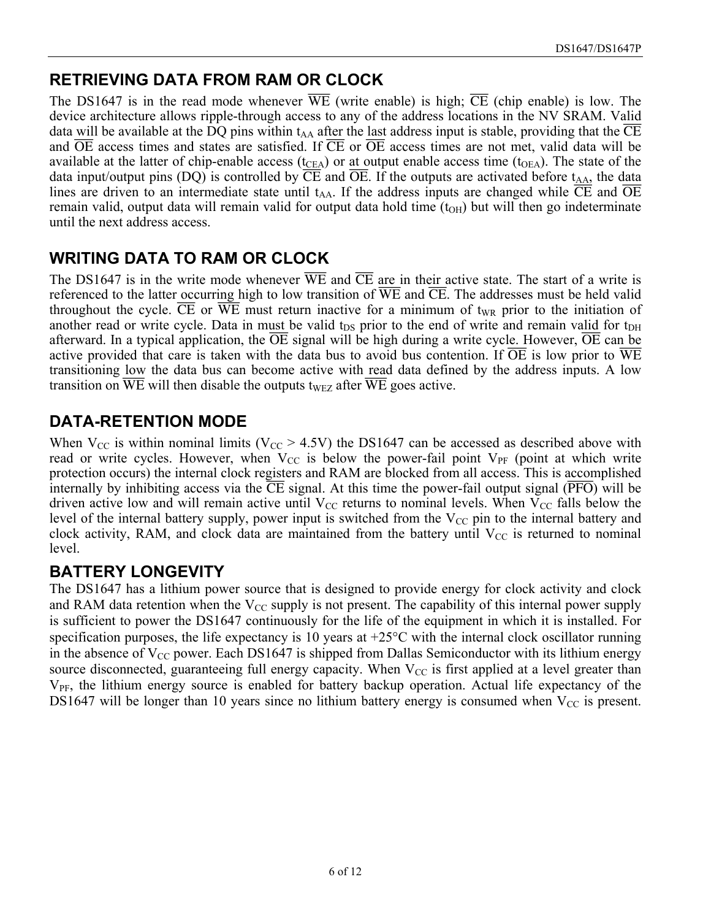## RETRIEVING DATA FROM RAM OR CLOCK

The DS1647 is in the read mode whenever $\overline{WE}$ (write enable) is high; $\overline{CE}$ (chip enable) is low. The device architecture allows ripple-through access to any of the address locations in the NV SRAM. Valid data will be available at the DQ pins within $t_{AA}$ after the last address input is stable, providing that the $\overline{CE}$ and $\overline{OE}$ access times and states are satisfied. If $\overline{CE}$ or $\overline{OE}$ access times are not met, valid data will be available at the latter of chip-enable access ($t_{CEA}$) or at output enable access time ($t_{OEA}$). The state of the data input/output pins (DQ) is controlled by $\overline{CE}$ and $\overline{OE}$. If the outputs are activated before $t_{AA}$, the data lines are driven to an intermediate state until $t_{AA}$. If the address inputs are changed while $\overline{CE}$ and $\overline{OE}$ remain valid, output data will remain valid for output data hold time ($t_{OH}$) but will then go indeterminate until the next address access.

## WRITING DATA TO RAM OR CLOCK

The DS1647 is in the write mode whenever $\overline{WE}$ and $\overline{CE}$ are in their active state. The start of a write is referenced to the latter occurring high to low transition of $\overline{WE}$ and $\overline{CE}$. The addresses must be held valid throughout the cycle. $\overline{CE}$ or $\overline{WE}$ must return inactive for a minimum of $t_{WR}$ prior to the initiation of another read or write cycle. Data in must be valid $t_{DS}$ prior to the end of write and remain valid for $t_{DH}$ afterward. In a typical application, the $\overline{OE}$ signal will be high during a write cycle. However, $\overline{OE}$ can be active provided that care is taken with the data bus to avoid bus contention. If $\overline{OE}$ is low prior to $\overline{WE}$ transitioning low the data bus can become active with read data defined by the address inputs. A low transition on $\overline{WE}$ will then disable the outputs $t_{WEZ}$ after $\overline{WE}$ goes active.

## DATA-RETENTION MODE

When $V_{CC}$ is within nominal limits ($V_{CC}$ > 4.5V) the DS1647 can be accessed as described above with read or write cycles. However, when $V_{CC}$ is below the power-fail point $V_{PF}$ (point at which write protection occurs) the internal clock registers and RAM are blocked from all access. This is accomplished internally by inhibiting access via the $\overline{CE}$ signal. At this time the power-fail output signal ($\overline{PFO}$) will be driven active low and will remain active until $V_{CC}$ returns to nominal levels. When $V_{CC}$ falls below the level of the internal battery supply, power input is switched from the $V_{CC}$ pin to the internal battery and clock activity, RAM, and clock data are maintained from the battery until $V_{CC}$ is returned to nominal level.

## BATTERY LONGEVITY

The DS1647 has a lithium power source that is designed to provide energy for clock activity and clock and RAM data retention when the $V_{CC}$ supply is not present. The capability of this internal power supply is sufficient to power the DS1647 continuously for the life of the equipment in which it is installed. For specification purposes, the life expectancy is 10 years at +25°C with the internal clock oscillator running in the absence of $V_{CC}$ power. Each DS1647 is shipped from Dallas Semiconductor with its lithium energy source disconnected, guaranteeing full energy capacity. When $V_{CC}$ is first applied at a level greater than $V_{PF}$, the lithium energy source is enabled for battery backup operation. Actual life expectancy of the DS1647 will be longer than 10 years since no lithium battery energy is consumed when $V_{CC}$ is present.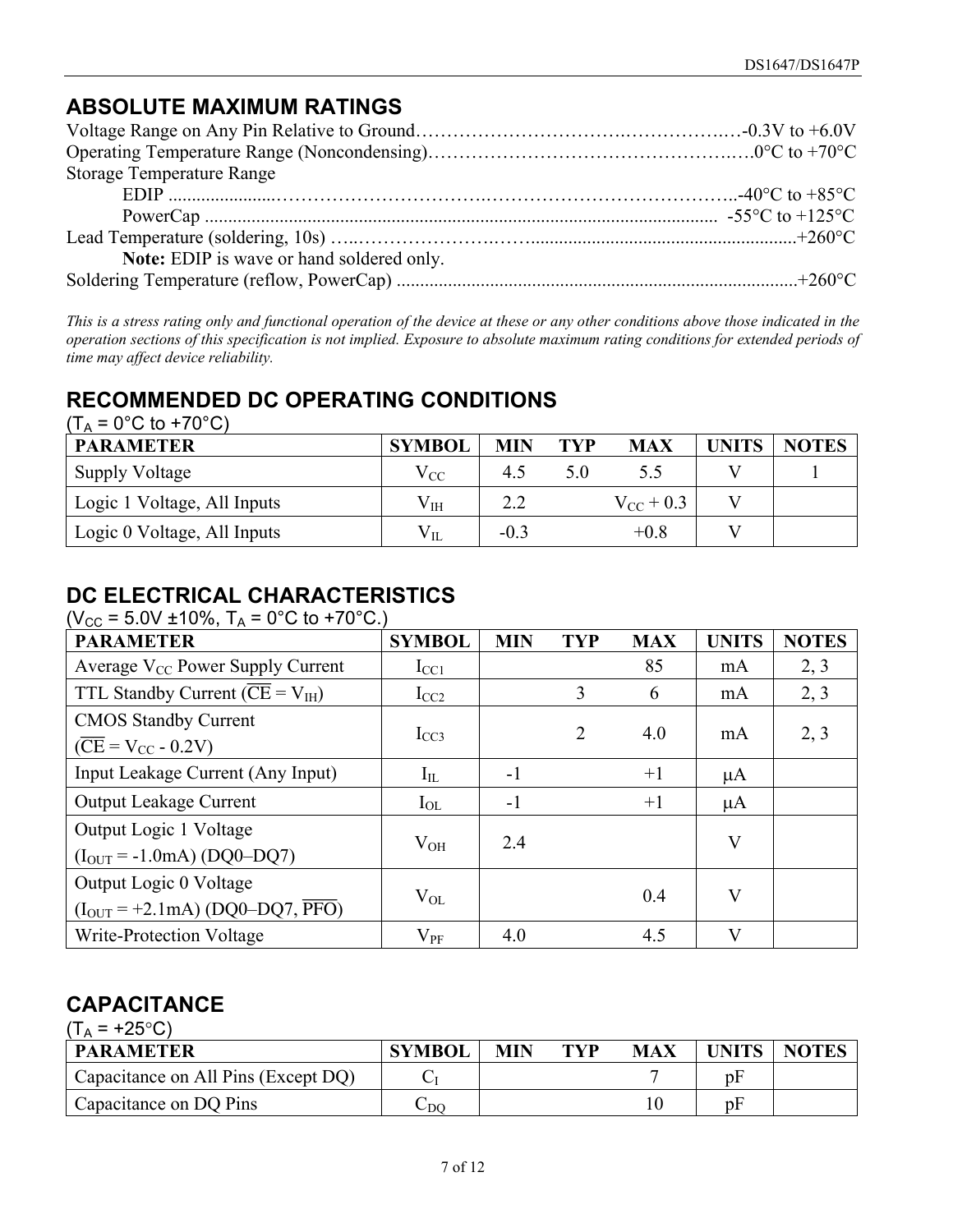## ABSOLUTE MAXIMUM RATINGS

Voltage Range on Any Pin Relative to Ground……………………………….…………….…-0.3V to +6.0V
Operating Temperature Range (Noncondensing)…………………………………………..….0°C to +70°C
Storage Temperature Range
EDIP ......................…………………………….…………………………………..-40°C to +85°C
PowerCap .............................................................................................................. -55°C to +125°C
Lead Temperature (soldering, 10s) …..…………………….……........................................................+260°C
**Note:** EDIP is wave or hand soldered only.
Soldering Temperature (reflow, PowerCap) .....................................................................................+260°C

*This is a stress rating only and functional operation of the device at these or any other conditions above those indicated in the operation sections of this specification is not implied. Exposure to absolute maximum rating conditions for extended periods of time may affect device reliability.*

## RECOMMENDED DC OPERATING CONDITIONS

($T_A$ = 0°C to +70°C)

| PARAMETER | SYMBOL | MIN | TYP | MAX | UNITS | NOTES |
|---|---|---|---|---|---|---|
| Supply Voltage | $V_{CC}$ | 4.5 | 5.0 | 5.5 | V | 1 |
| Logic 1 Voltage, All Inputs | $V_{IH}$ | 2.2 | | $V_{CC}$ + 0.3 | V | |
| Logic 0 Voltage, All Inputs | $V_{IL}$ | -0.3 | | +0.8 | V | |

## DC ELECTRICAL CHARACTERISTICS

($V_{CC}$ = 5.0V ±10%, $T_A$ = 0°C to +70°C.)

| PARAMETER | SYMBOL | MIN | TYP | MAX | UNITS | NOTES |
|---|---|---|---|---|---|---|
| Average $V_{CC}$ Power Supply Current | $I_{CC1}$ | | | 85 | mA | 2, 3 |
| TTL Standby Current ($\overline{CE}$ = $V_{IH}$) | $I_{CC2}$ | | 3 | 6 | mA | 2, 3 |
| CMOS Standby Current ($\overline{CE}$ = $V_{CC}$ - 0.2V) | $I_{CC3}$ | | 2 | 4.0 | mA | 2, 3 |
| Input Leakage Current (Any Input) | $I_{IL}$ | -1 | | +1 | μA | |
| Output Leakage Current | $I_{OL}$ | -1 | | +1 | μA | |
| Output Logic 1 Voltage ($I_{OUT}$ = -1.0mA) (DQ0–DQ7) | $V_{OH}$ | 2.4 | | | V | |
| Output Logic 0 Voltage ($I_{OUT}$ = +2.1mA) (DQ0–DQ7, $\overline{PFO}$) | $V_{OL}$ | | | 0.4 | V | |
| Write-Protection Voltage | $V_{PF}$ | 4.0 | | 4.5 | V | |

## CAPACITANCE

($T_A$ = +25°C)

| PARAMETER | SYMBOL | MIN | TYP | MAX | UNITS | NOTES |
|---|---|---|---|---|---|---|
| Capacitance on All Pins (Except DQ) | $C_I$ | | | 7 | pF | |
| Capacitance on DQ Pins | $C_{DQ}$ | | | 10 | pF | |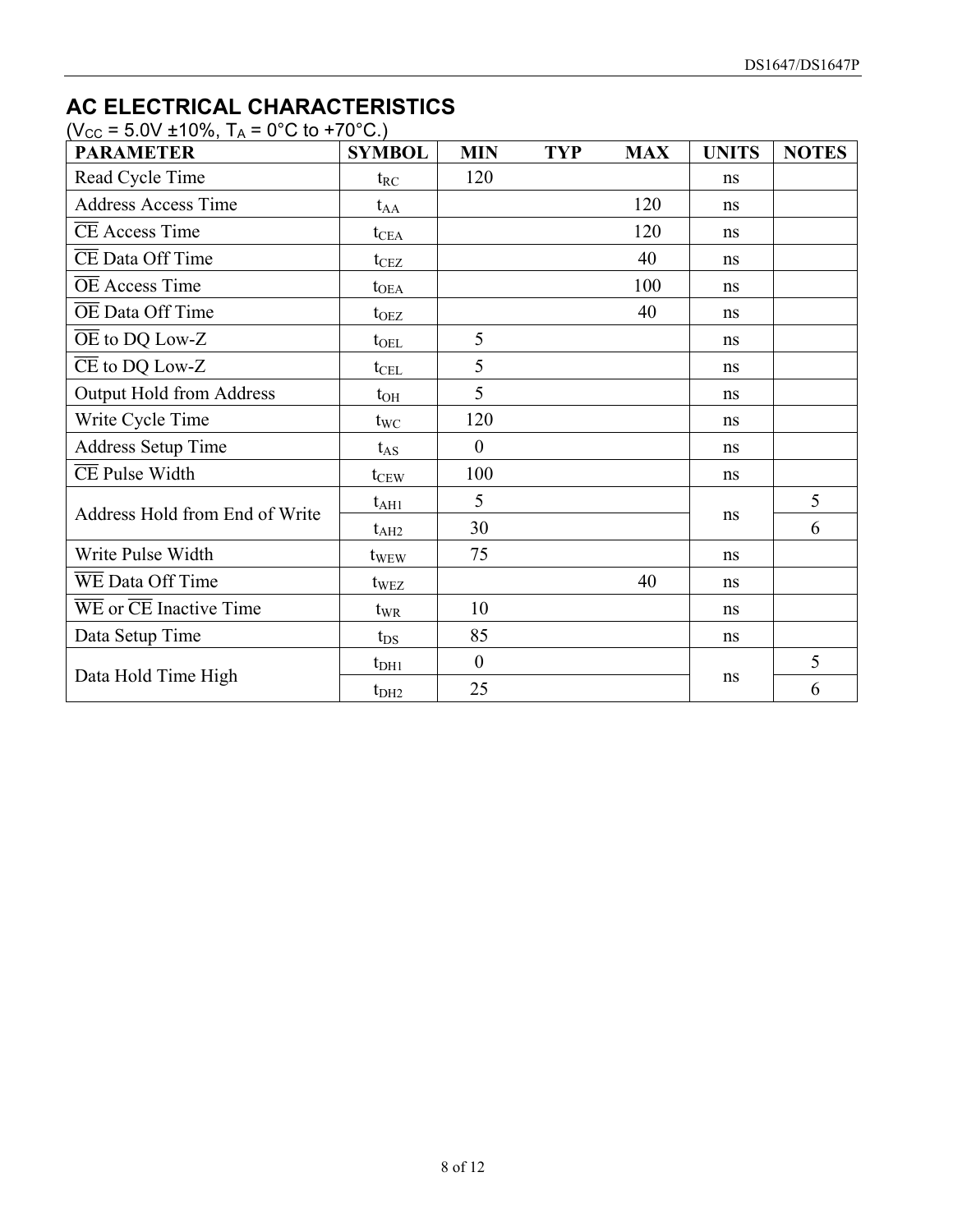## AC ELECTRICAL CHARACTERISTICS

($V_{CC}$ = 5.0V ±10%, $T_A$ = 0°C to +70°C.)

| PARAMETER | SYMBOL | MIN | TYP | MAX | UNITS | NOTES |
|---|---|---|---|---|---|---|
| Read Cycle Time | $t_{RC}$ | 120 | | | ns | |
| Address Access Time | $t_{AA}$ | | | 120 | ns | |
| $\overline{CE}$ Access Time | $t_{CEA}$ | | | 120 | ns | |
| $\overline{CE}$ Data Off Time | $t_{CEZ}$ | | | 40 | ns | |
| $\overline{OE}$ Access Time | $t_{OEA}$ | | | 100 | ns | |
| $\overline{OE}$ Data Off Time | $t_{OEZ}$ | | | 40 | ns | |
| $\overline{OE}$ to DQ Low-Z | $t_{OEL}$ | 5 | | | ns | |
| $\overline{CE}$ to DQ Low-Z | $t_{CEL}$ | 5 | | | ns | |
| Output Hold from Address | $t_{OH}$ | 5 | | | ns | |
| Write Cycle Time | $t_{WC}$ | 120 | | | ns | |
| Address Setup Time | $t_{AS}$ | 0 | | | ns | |
| $\overline{CE}$ Pulse Width | $t_{CEW}$ | 100 | | | ns | |
| Address Hold from End of Write | $t_{AH1}$ | 5 | | | ns | 5 |
| | $t_{AH2}$ | 30 | | | | 6 |
| Write Pulse Width | $t_{WEW}$ | 75 | | | ns | |
| $\overline{WE}$ Data Off Time | $t_{WEZ}$ | | | 40 | ns | |
| $\overline{WE}$ or $\overline{CE}$ Inactive Time | $t_{WR}$ | 10 | | | ns | |
| Data Setup Time | $t_{DS}$ | 85 | | | ns | |
| Data Hold Time High | $t_{DH1}$ | 0 | | | ns | 5 |
| | $t_{DH2}$ | 25 | | | | 6 |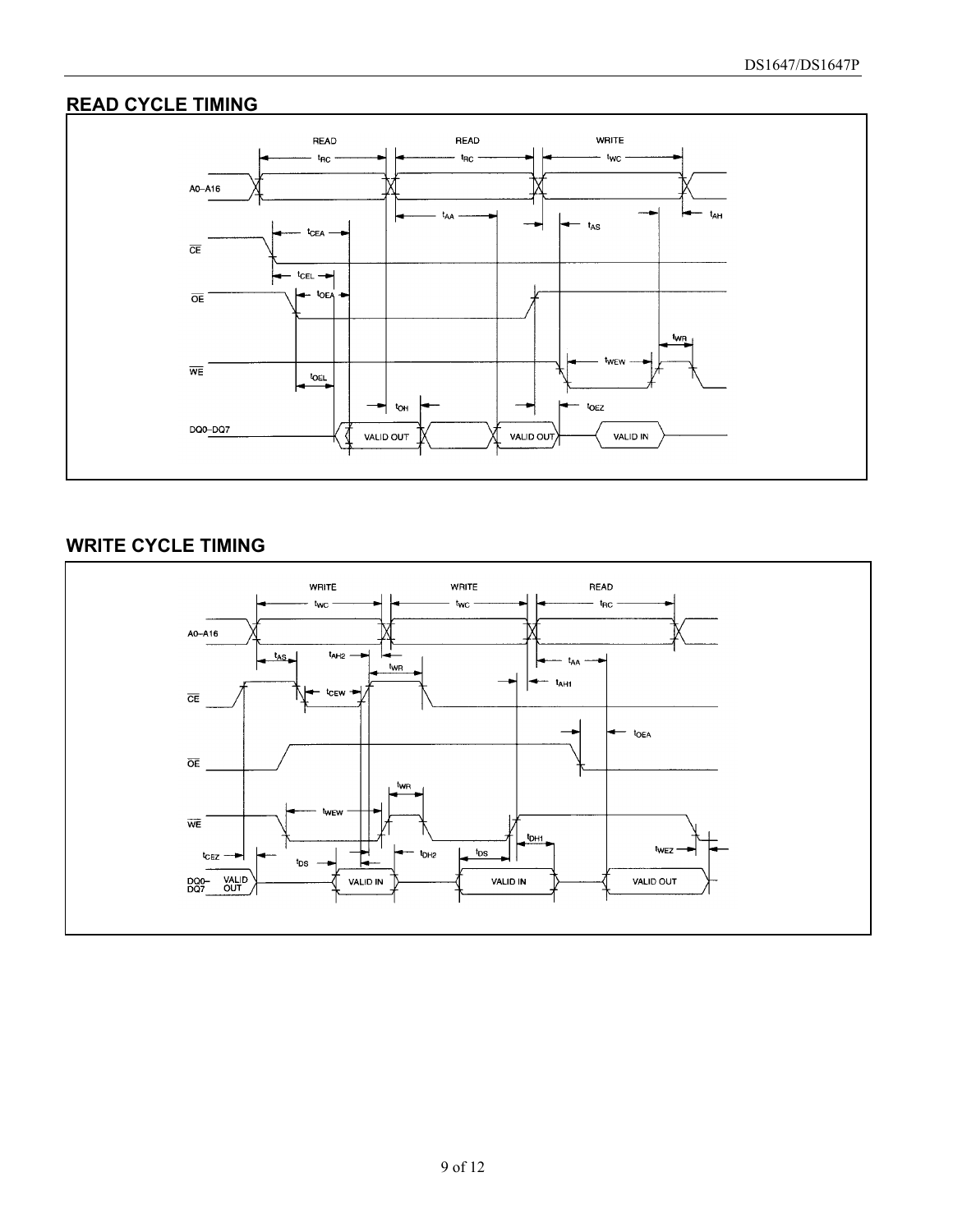## READ CYCLE TIMING

## WRITE CYCLE TIMING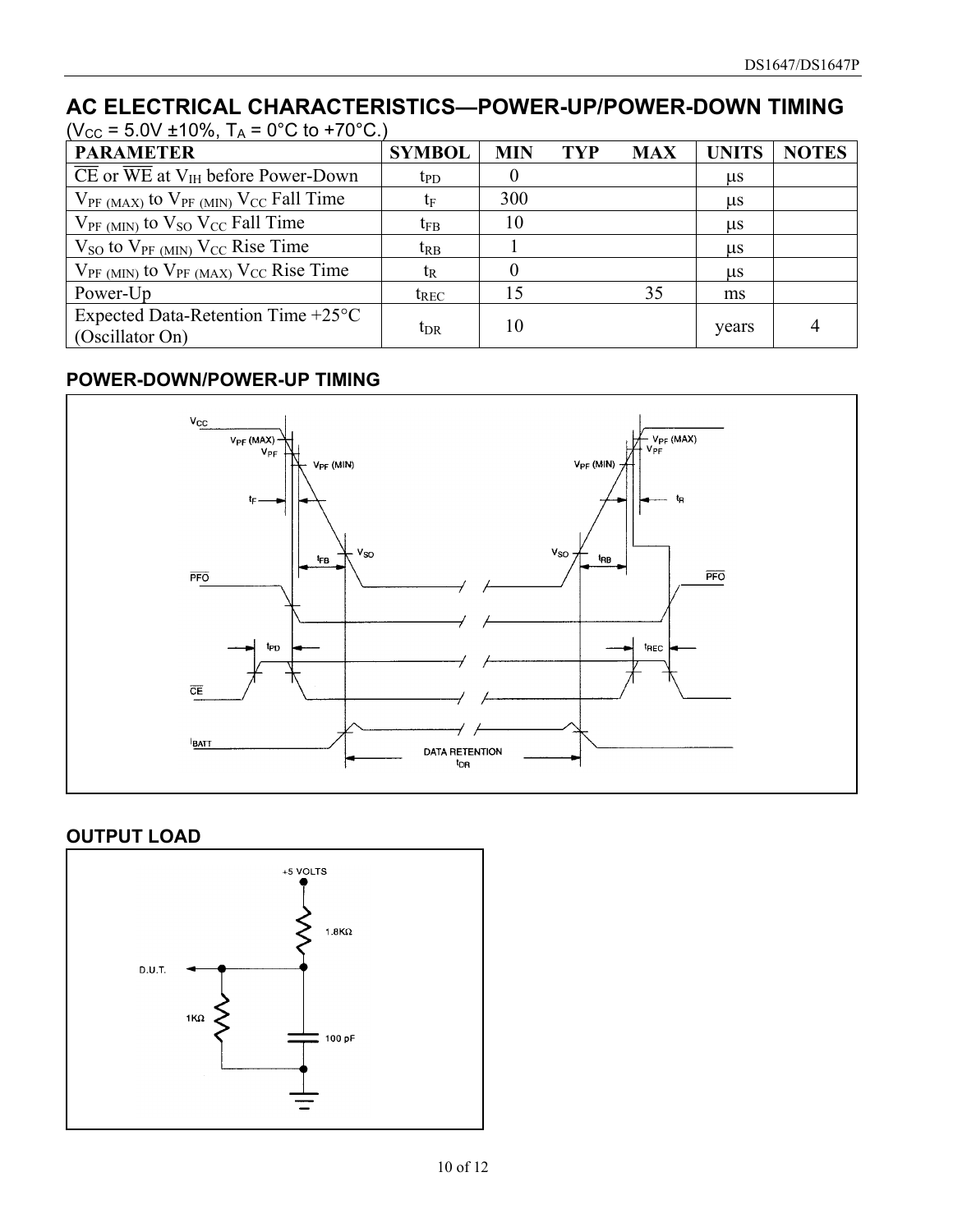## AC ELECTRICAL CHARACTERISTICS—POWER-UP/POWER-DOWN TIMING

($V_{CC}$ = 5.0V ±10%, $T_A$ = 0°C to +70°C.)

| PARAMETER | SYMBOL | MIN | TYP | MAX | UNITS | NOTES |
|---|---|---|---|---|---|---|
| $\overline{CE}$ or $\overline{WE}$ at $V_{IH}$ before Power-Down | $t_{PD}$ | 0 | | | µs | |
| $V_{PF\ (MAX)}$ to $V_{PF\ (MIN)}$ $V_{CC}$ Fall Time | $t_F$ | 300 | | | µs | |
| $V_{PF\ (MIN)}$ to $V_{SO}$ $V_{CC}$ Fall Time | $t_{FB}$ | 10 | | | µs | |
| $V_{SO}$ to $V_{PF\ (MIN)}$ $V_{CC}$ Rise Time | $t_{RB}$ | 1 | | | µs | |
| $V_{PF\ (MIN)}$ to $V_{PF\ (MAX)}$ $V_{CC}$ Rise Time | $t_R$ | 0 | | | µs | |
| Power-Up | $t_{REC}$ | 15 | | 35 | ms | |
| Expected Data-Retention Time +25°C (Oscillator On) | $t_{DR}$ | 10 | | | years | 4 |

### POWER-DOWN/POWER-UP TIMING

### OUTPUT LOAD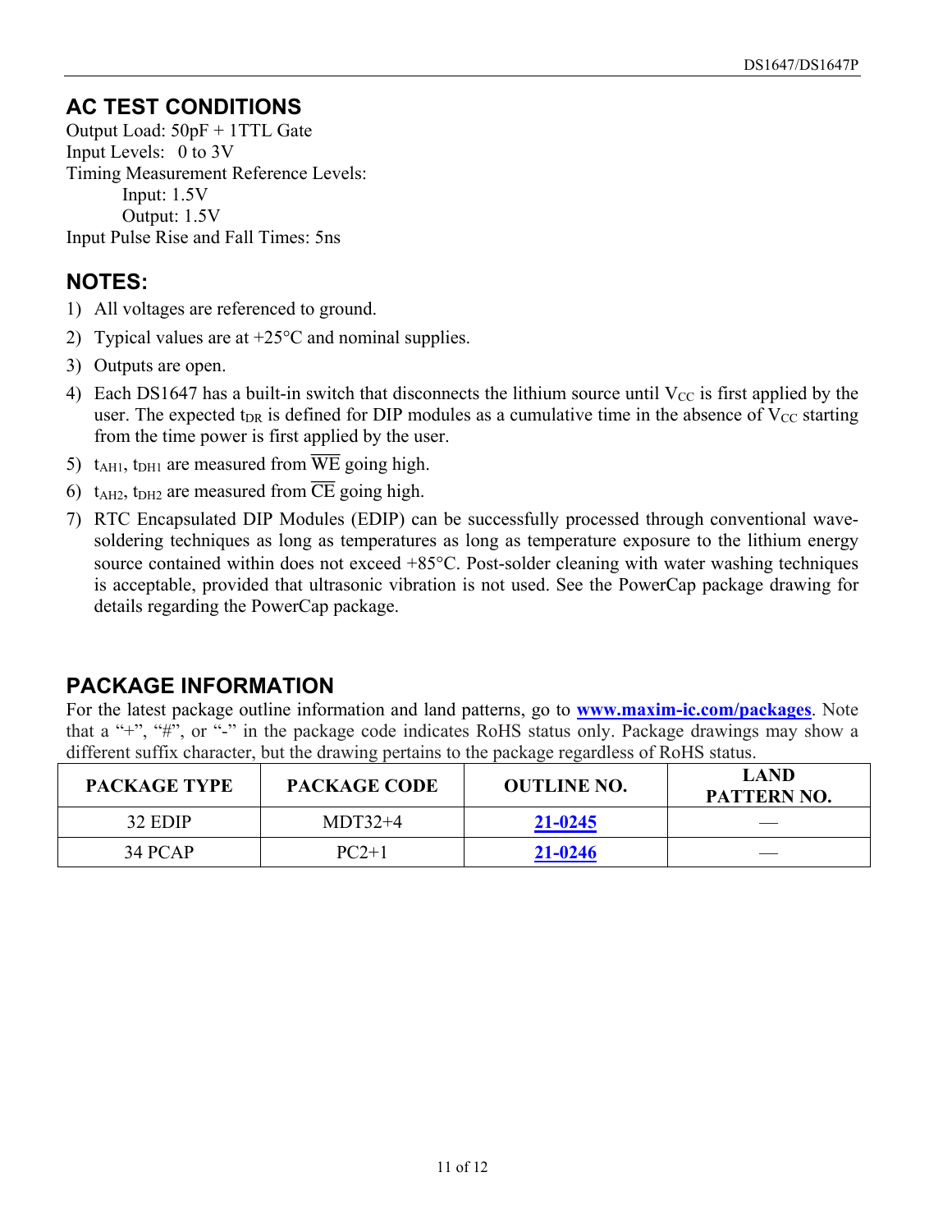## AC TEST CONDITIONS

Output Load: 50pF + 1TTL Gate
Input Levels: 0 to 3V
Timing Measurement Reference Levels:
 Input: 1.5V
 Output: 1.5V
Input Pulse Rise and Fall Times: 5ns

## NOTES:

1) All voltages are referenced to ground.
2) Typical values are at +25°C and nominal supplies.
3) Outputs are open.
4) Each DS1647 has a built-in switch that disconnects the lithium source until $V_{CC}$ is first applied by the user. The expected $t_{DR}$ is defined for DIP modules as a cumulative time in the absence of $V_{CC}$ starting from the time power is first applied by the user.
5) $t_{AH1}$, $t_{DH1}$ are measured from $\overline{WE}$ going high.
6) $t_{AH2}$, $t_{DH2}$ are measured from $\overline{CE}$ going high.
7) RTC Encapsulated DIP Modules (EDIP) can be successfully processed through conventional wave-soldering techniques as long as temperatures as long as temperature exposure to the lithium energy source contained within does not exceed +85°C. Post-solder cleaning with water washing techniques is acceptable, provided that ultrasonic vibration is not used. See the PowerCap package drawing for details regarding the PowerCap package.

## PACKAGE INFORMATION

For the latest package outline information and land patterns, go to **www.maxim-ic.com/packages**. Note that a "+", "#", or "-" in the package code indicates RoHS status only. Package drawings may show a different suffix character, but the drawing pertains to the package regardless of RoHS status.

| PACKAGE TYPE | PACKAGE CODE | OUTLINE NO. | LAND PATTERN NO. |
|---|---|---|---|
| 32 EDIP | MDT32+4 | 21-0245 | — |
| 34 PCAP | PC2+1 | 21-0246 | — |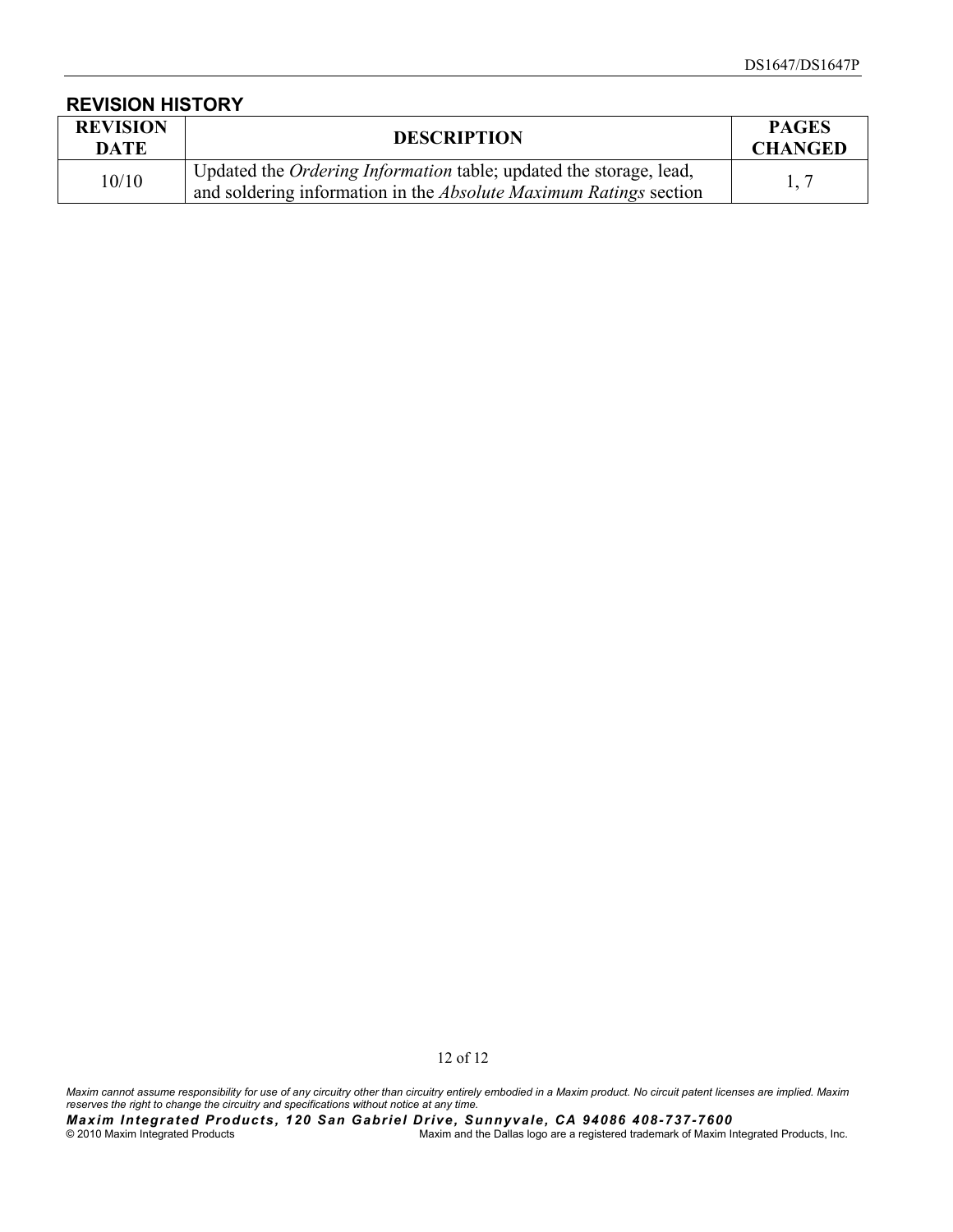## REVISION HISTORY

| REVISION DATE | DESCRIPTION | PAGES CHANGED |
|---|---|---|
| 10/10 | Updated the *Ordering Information* table; updated the storage, lead, and soldering information in the *Absolute Maximum Ratings* section | 1, 7 |

*Maxim cannot assume responsibility for use of any circuitry other than circuitry entirely embodied in a Maxim product. No circuit patent licenses are implied. Maxim reserves the right to change the circuitry and specifications without notice at any time.*

***Maxim Integrated Products, 120 San Gabriel Drive, Sunnyvale, CA 94086 408-737-7600***

© 2010 Maxim Integrated Products Maxim and the Dallas logo are a registered trademark of Maxim Integrated Products, Inc.